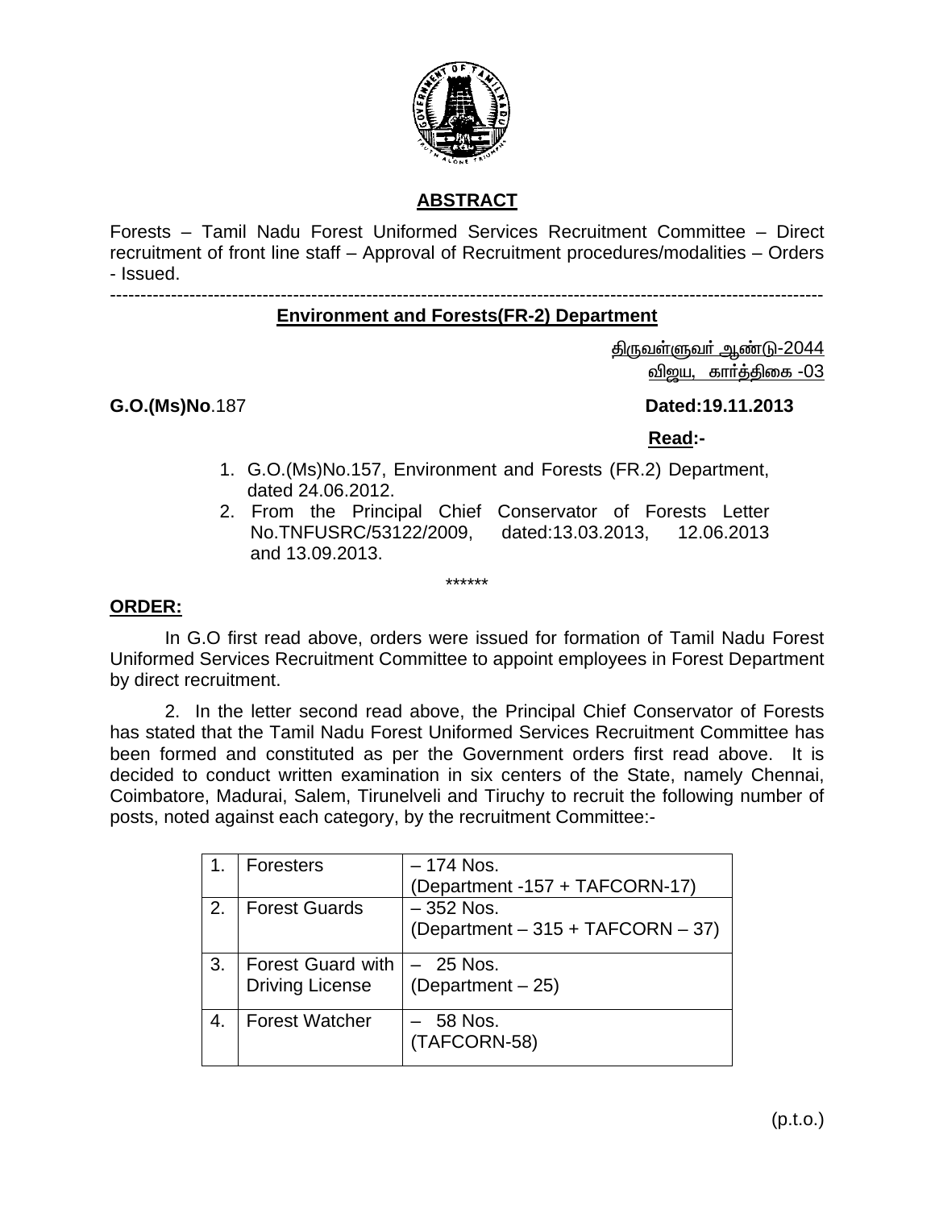## ABSTRACT

Forests – Tamil Nadu Forest Uniformed Services Recruitment Committee – Direct recruitment of front line staff – Approval of Recruitment procedures/modalities – Orders - Issued.

---

**Environment and Forests(FR-2) Department**

திருவள்ளுவர் ஆண்டு-2044
விஜய, கார்த்திகை -03

**G.O.(Ms)No**.187 **Dated:19.11.2013**

**Read:-**

1. G.O.(Ms)No.157, Environment and Forests (FR.2) Department, dated 24.06.2012.
2. From the Principal Chief Conservator of Forests Letter No.TNFUSRC/53122/2009, dated:13.03.2013, 12.06.2013 and 13.09.2013.

\*\*\*\*\*\*

**ORDER:**

In G.O first read above, orders were issued for formation of Tamil Nadu Forest Uniformed Services Recruitment Committee to appoint employees in Forest Department by direct recruitment.

2. In the letter second read above, the Principal Chief Conservator of Forests has stated that the Tamil Nadu Forest Uniformed Services Recruitment Committee has been formed and constituted as per the Government orders first read above. It is decided to conduct written examination in six centers of the State, namely Chennai, Coimbatore, Madurai, Salem, Tirunelveli and Tiruchy to recruit the following number of posts, noted against each category, by the recruitment Committee:-

| | | |
|---|---|---|
| 1. | Foresters | – 174 Nos. (Department -157 + TAFCORN-17) |
| 2. | Forest Guards | – 352 Nos. (Department – 315 + TAFCORN – 37) |
| 3. | Forest Guard with Driving License | – 25 Nos. (Department – 25) |
| 4. | Forest Watcher | – 58 Nos. (TAFCORN-58) |

(p.t.o.)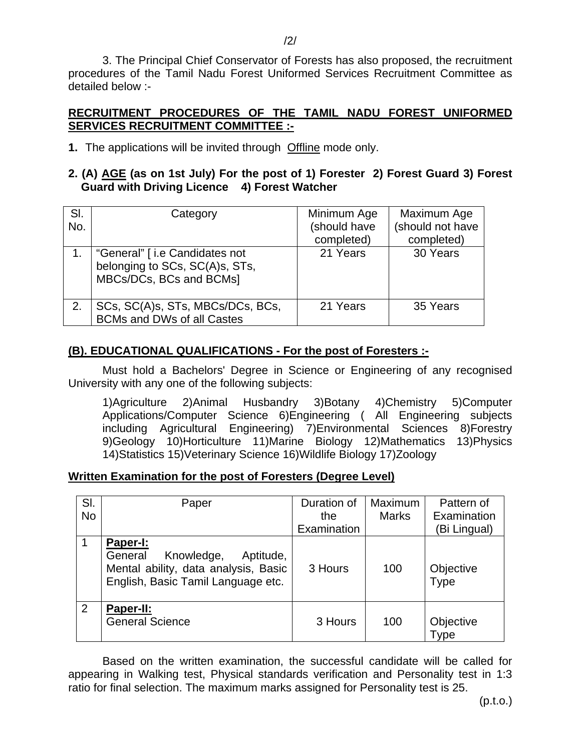3. The Principal Chief Conservator of Forests has also proposed, the recruitment procedures of the Tamil Nadu Forest Uniformed Services Recruitment Committee as detailed below :-

**RECRUITMENT PROCEDURES OF THE TAMIL NADU FOREST UNIFORMED SERVICES RECRUITMENT COMMITTEE :-**

**1.** The applications will be invited through Offline mode only.

**2. (A) AGE (as on 1st July) For the post of 1) Forester 2) Forest Guard 3) Forest Guard with Driving Licence 4) Forest Watcher**

| Sl. No. | Category | Minimum Age (should have completed) | Maximum Age (should not have completed) |
|---|---|---|---|
| 1. | "General" [ i.e Candidates not belonging to SCs, SC(A)s, STs, MBCs/DCs, BCs and BCMs] | 21 Years | 30 Years |
| 2. | SCs, SC(A)s, STs, MBCs/DCs, BCs, BCMs and DWs of all Castes | 21 Years | 35 Years |

**(B). EDUCATIONAL QUALIFICATIONS - For the post of Foresters :-**

Must hold a Bachelors' Degree in Science or Engineering of any recognised University with any one of the following subjects:

1)Agriculture 2)Animal Husbandry 3)Botany 4)Chemistry 5)Computer Applications/Computer Science 6)Engineering ( All Engineering subjects including Agricultural Engineering) 7)Environmental Sciences 8)Forestry 9)Geology 10)Horticulture 11)Marine Biology 12)Mathematics 13)Physics 14)Statistics 15)Veterinary Science 16)Wildlife Biology 17)Zoology

**Written Examination for the post of Foresters (Degree Level)**

| Sl. No | Paper | Duration of the Examination | Maximum Marks | Pattern of Examination (Bi Lingual) |
|---|---|---|---|---|
| 1 | **Paper-I:** General Knowledge, Aptitude, Mental ability, data analysis, Basic English, Basic Tamil Language etc. | 3 Hours | 100 | Objective Type |
| 2 | **Paper-II:** General Science | 3 Hours | 100 | Objective Type |

Based on the written examination, the successful candidate will be called for appearing in Walking test, Physical standards verification and Personality test in 1:3 ratio for final selection. The maximum marks assigned for Personality test is 25.

(p.t.o.)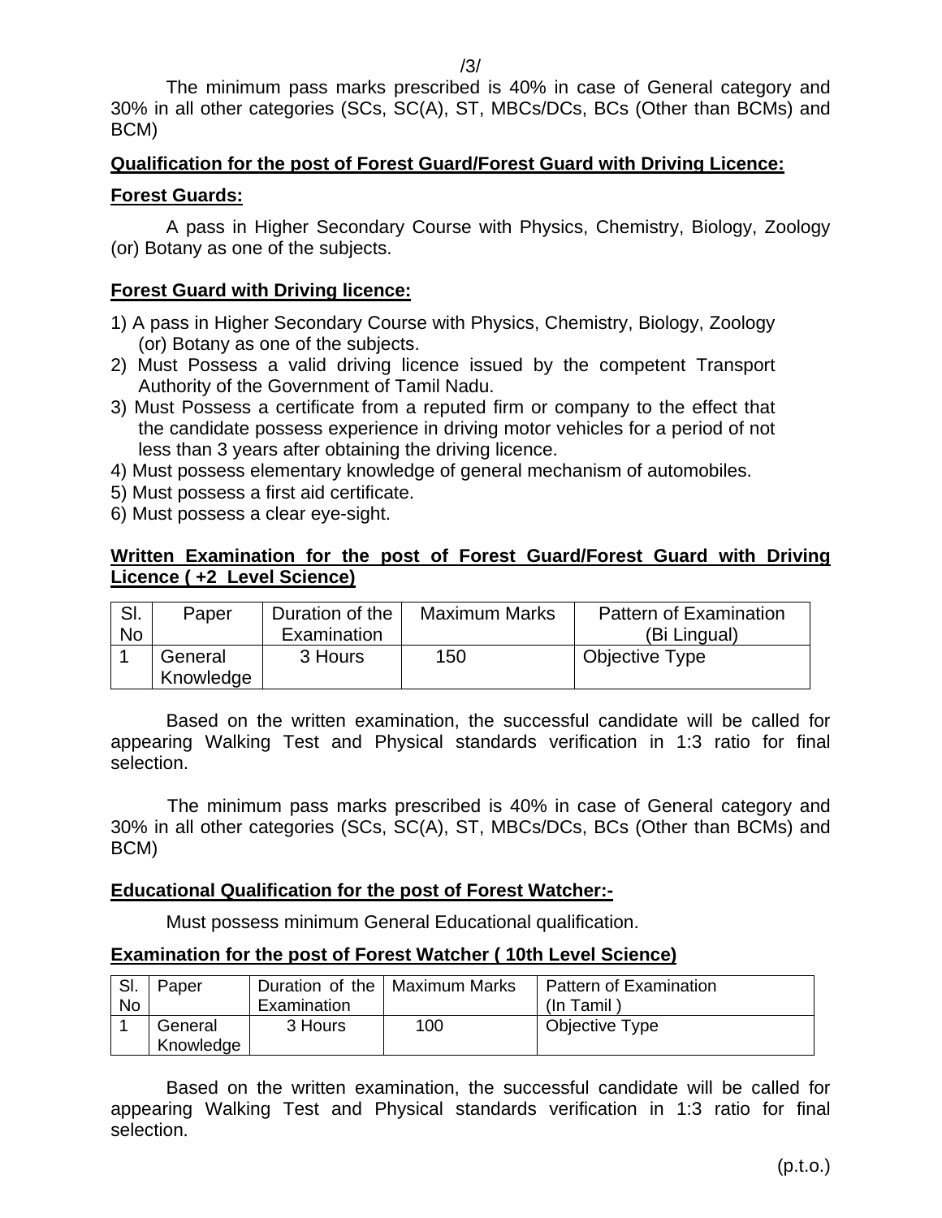The minimum pass marks prescribed is 40% in case of General category and 30% in all other categories (SCs, SC(A), ST, MBCs/DCs, BCs (Other than BCMs) and BCM)

**Qualification for the post of Forest Guard/Forest Guard with Driving Licence:**

**Forest Guards:**

A pass in Higher Secondary Course with Physics, Chemistry, Biology, Zoology (or) Botany as one of the subjects.

**Forest Guard with Driving licence:**

1) A pass in Higher Secondary Course with Physics, Chemistry, Biology, Zoology (or) Botany as one of the subjects.
2) Must Possess a valid driving licence issued by the competent Transport Authority of the Government of Tamil Nadu.
3) Must Possess a certificate from a reputed firm or company to the effect that the candidate possess experience in driving motor vehicles for a period of not less than 3 years after obtaining the driving licence.
4) Must possess elementary knowledge of general mechanism of automobiles.
5) Must possess a first aid certificate.
6) Must possess a clear eye-sight.

**Written Examination for the post of Forest Guard/Forest Guard with Driving Licence ( +2 Level Science)**

| Sl. No | Paper | Duration of the Examination | Maximum Marks | Pattern of Examination (Bi Lingual) |
|---|---|---|---|---|
| 1 | General Knowledge | 3 Hours | 150 | Objective Type |

Based on the written examination, the successful candidate will be called for appearing Walking Test and Physical standards verification in 1:3 ratio for final selection.

The minimum pass marks prescribed is 40% in case of General category and 30% in all other categories (SCs, SC(A), ST, MBCs/DCs, BCs (Other than BCMs) and BCM)

**Educational Qualification for the post of Forest Watcher:-**

Must possess minimum General Educational qualification.

**Examination for the post of Forest Watcher ( 10th Level Science)**

| Sl. No | Paper | Duration of the Examination | Maximum Marks | Pattern of Examination (In Tamil ) |
|---|---|---|---|---|
| 1 | General Knowledge | 3 Hours | 100 | Objective Type |

Based on the written examination, the successful candidate will be called for appearing Walking Test and Physical standards verification in 1:3 ratio for final selection.

(p.t.o.)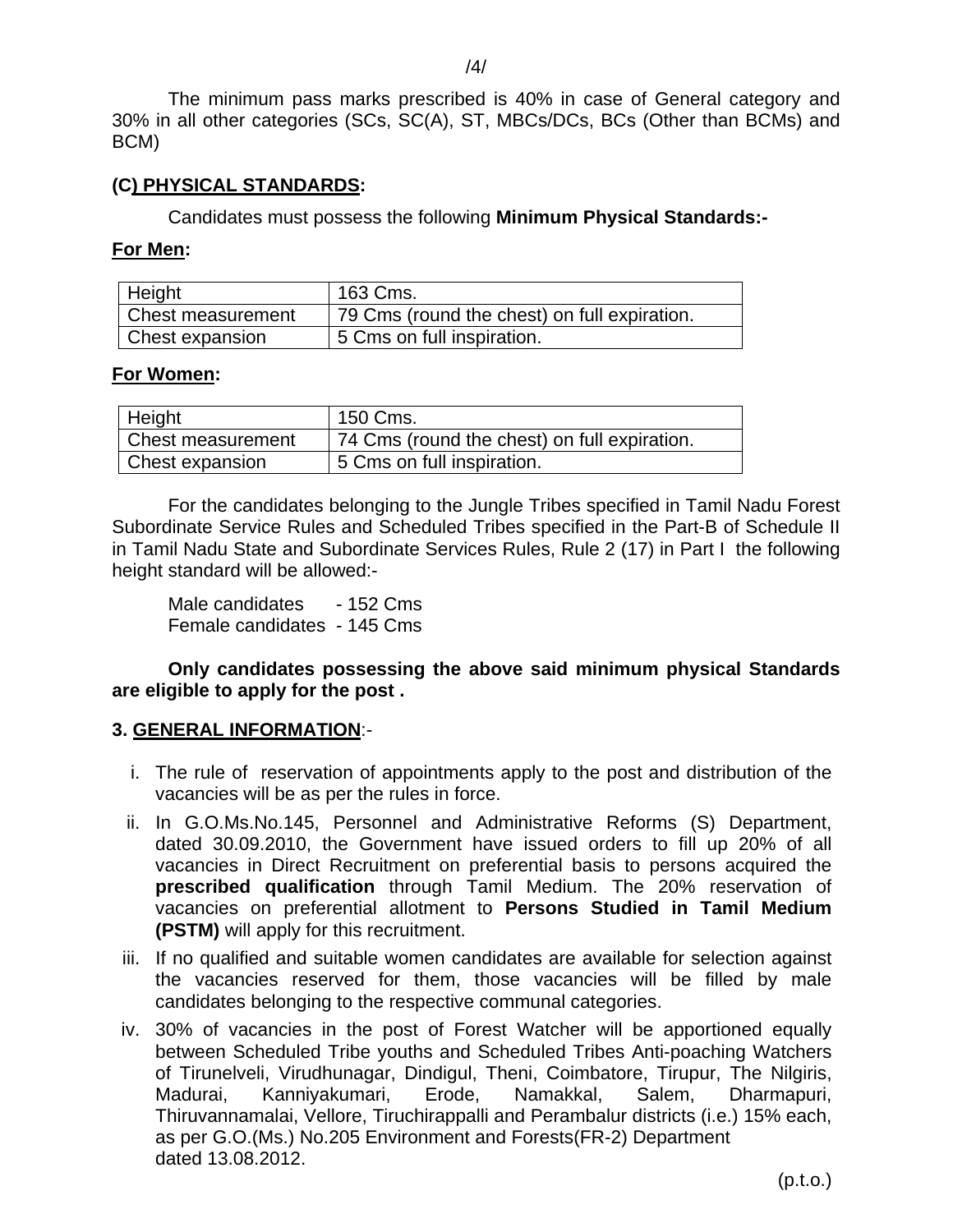The minimum pass marks prescribed is 40% in case of General category and 30% in all other categories (SCs, SC(A), ST, MBCs/DCs, BCs (Other than BCMs) and BCM)

**(C) PHYSICAL STANDARDS:**

Candidates must possess the following **Minimum Physical Standards:-**

**For Men:**

| Height | 163 Cms. |
|---|---|
| Chest measurement | 79 Cms (round the chest) on full expiration. |
| Chest expansion | 5 Cms on full inspiration. |

**For Women:**

| Height | 150 Cms. |
|---|---|
| Chest measurement | 74 Cms (round the chest) on full expiration. |
| Chest expansion | 5 Cms on full inspiration. |

For the candidates belonging to the Jungle Tribes specified in Tamil Nadu Forest Subordinate Service Rules and Scheduled Tribes specified in the Part-B of Schedule II in Tamil Nadu State and Subordinate Services Rules, Rule 2 (17) in Part I the following height standard will be allowed:-

Male candidates - 152 Cms
Female candidates - 145 Cms

**Only candidates possessing the above said minimum physical Standards are eligible to apply for the post .**

**3. GENERAL INFORMATION**:-

i. The rule of reservation of appointments apply to the post and distribution of the vacancies will be as per the rules in force.

ii. In G.O.Ms.No.145, Personnel and Administrative Reforms (S) Department, dated 30.09.2010, the Government have issued orders to fill up 20% of all vacancies in Direct Recruitment on preferential basis to persons acquired the **prescribed qualification** through Tamil Medium. The 20% reservation of vacancies on preferential allotment to **Persons Studied in Tamil Medium (PSTM)** will apply for this recruitment.

iii. If no qualified and suitable women candidates are available for selection against the vacancies reserved for them, those vacancies will be filled by male candidates belonging to the respective communal categories.

iv. 30% of vacancies in the post of Forest Watcher will be apportioned equally between Scheduled Tribe youths and Scheduled Tribes Anti-poaching Watchers of Tirunelveli, Virudhunagar, Dindigul, Theni, Coimbatore, Tirupur, The Nilgiris, Madurai, Kanniyakumari, Erode, Namakkal, Salem, Dharmapuri, Thiruvannamalai, Vellore, Tiruchirappalli and Perambalur districts (i.e.) 15% each, as per G.O.(Ms.) No.205 Environment and Forests(FR-2) Department dated 13.08.2012.

(p.t.o.)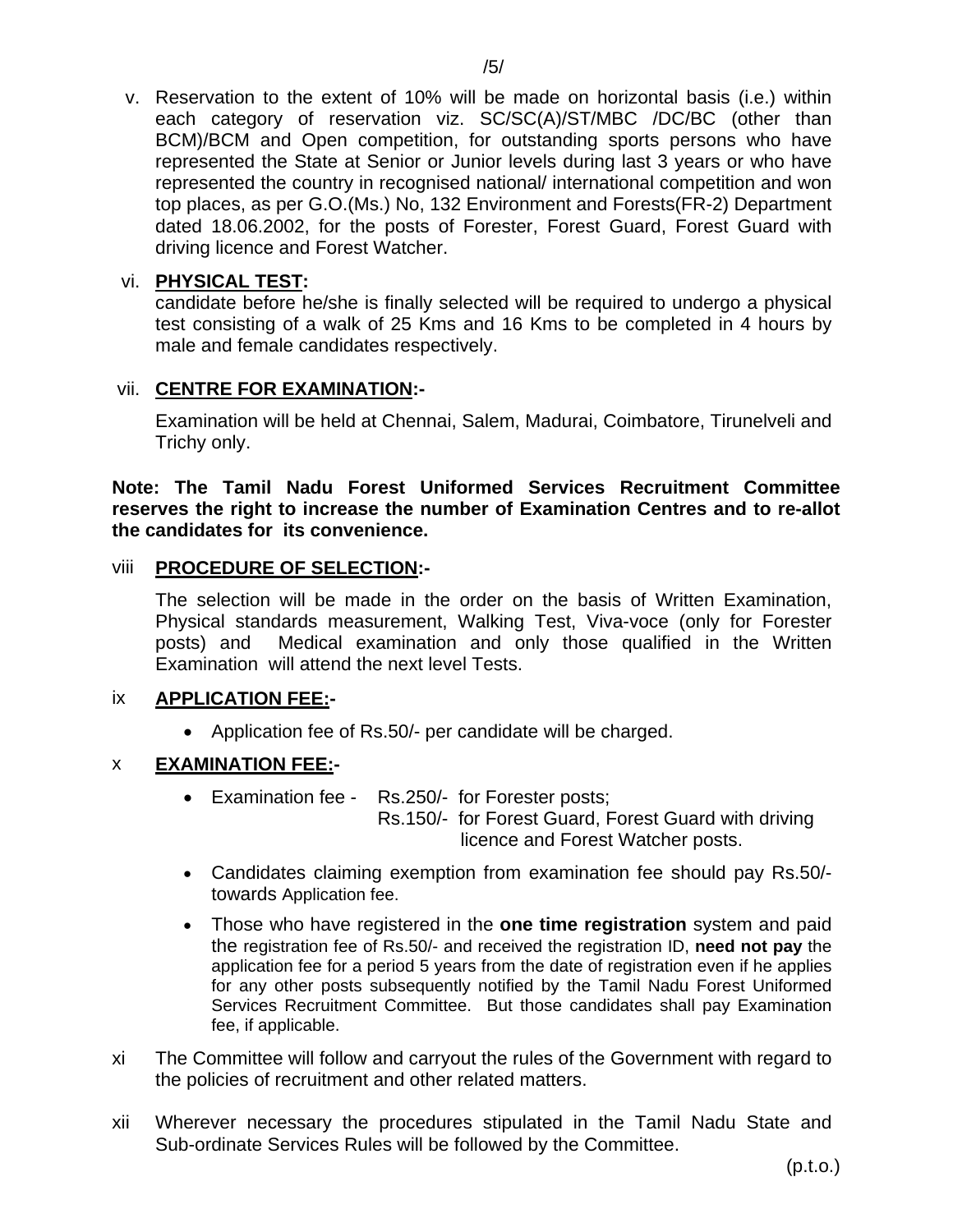v. Reservation to the extent of 10% will be made on horizontal basis (i.e.) within each category of reservation viz. SC/SC(A)/ST/MBC /DC/BC (other than BCM)/BCM and Open competition, for outstanding sports persons who have represented the State at Senior or Junior levels during last 3 years or who have represented the country in recognised national/ international competition and won top places, as per G.O.(Ms.) No, 132 Environment and Forests(FR-2) Department dated 18.06.2002, for the posts of Forester, Forest Guard, Forest Guard with driving licence and Forest Watcher.

vi. **PHYSICAL TEST:**

candidate before he/she is finally selected will be required to undergo a physical test consisting of a walk of 25 Kms and 16 Kms to be completed in 4 hours by male and female candidates respectively.

vii. **CENTRE FOR EXAMINATION:-**

Examination will be held at Chennai, Salem, Madurai, Coimbatore, Tirunelveli and Trichy only.

**Note: The Tamil Nadu Forest Uniformed Services Recruitment Committee reserves the right to increase the number of Examination Centres and to re-allot the candidates for its convenience.**

viii **PROCEDURE OF SELECTION:-**

The selection will be made in the order on the basis of Written Examination, Physical standards measurement, Walking Test, Viva-voce (only for Forester posts) and Medical examination and only those qualified in the Written Examination will attend the next level Tests.

ix **APPLICATION FEE:-**

- Application fee of Rs.50/- per candidate will be charged.

x **EXAMINATION FEE:-**

- Examination fee - Rs.250/- for Forester posts;
  Rs.150/- for Forest Guard, Forest Guard with driving licence and Forest Watcher posts.
- Candidates claiming exemption from examination fee should pay Rs.50/- towards Application fee.
- Those who have registered in the **one time registration** system and paid the registration fee of Rs.50/- and received the registration ID, **need not pay** the application fee for a period 5 years from the date of registration even if he applies for any other posts subsequently notified by the Tamil Nadu Forest Uniformed Services Recruitment Committee. But those candidates shall pay Examination fee, if applicable.

xi The Committee will follow and carryout the rules of the Government with regard to the policies of recruitment and other related matters.

xii Wherever necessary the procedures stipulated in the Tamil Nadu State and Sub-ordinate Services Rules will be followed by the Committee.

(p.t.o.)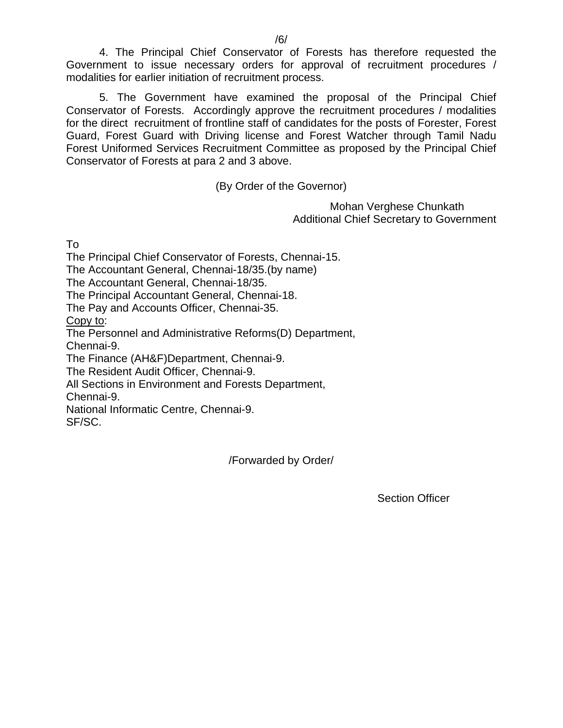4. The Principal Chief Conservator of Forests has therefore requested the Government to issue necessary orders for approval of recruitment procedures / modalities for earlier initiation of recruitment process.

5. The Government have examined the proposal of the Principal Chief Conservator of Forests. Accordingly approve the recruitment procedures / modalities for the direct recruitment of frontline staff of candidates for the posts of Forester, Forest Guard, Forest Guard with Driving license and Forest Watcher through Tamil Nadu Forest Uniformed Services Recruitment Committee as proposed by the Principal Chief Conservator of Forests at para 2 and 3 above.

(By Order of the Governor)

Mohan Verghese Chunkath
Additional Chief Secretary to Government

To
The Principal Chief Conservator of Forests, Chennai-15.
The Accountant General, Chennai-18/35.(by name)
The Accountant General, Chennai-18/35.
The Principal Accountant General, Chennai-18.
The Pay and Accounts Officer, Chennai-35.

Copy to:
The Personnel and Administrative Reforms(D) Department, Chennai-9.
The Finance (AH&F)Department, Chennai-9.
The Resident Audit Officer, Chennai-9.
All Sections in Environment and Forests Department, Chennai-9.
National Informatic Centre, Chennai-9.
SF/SC.

/Forwarded by Order/

Section Officer